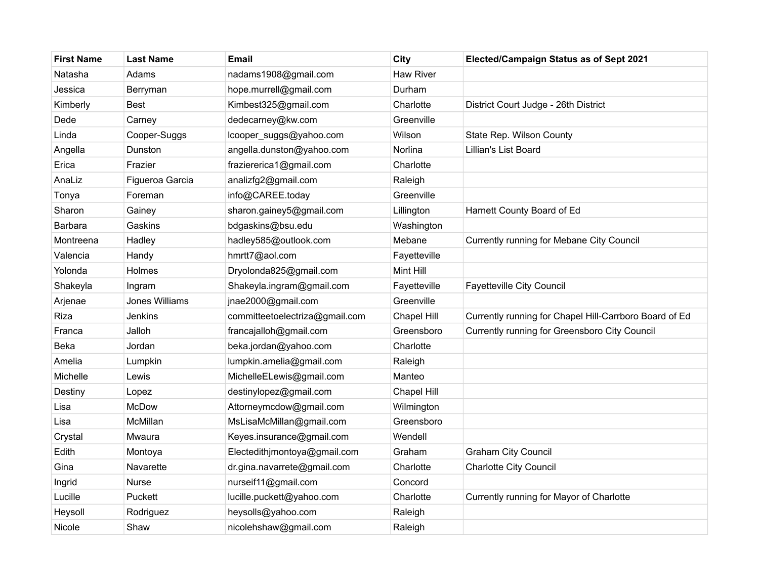| First Name | Last Name | Email | City | Elected/Campaign Status as of Sept 2021 |
|---|---|---|---|---|
| Natasha | Adams | nadams1908@gmail.com | Haw River | |
| Jessica | Berryman | hope.murrell@gmail.com | Durham | |
| Kimberly | Best | Kimbest325@gmail.com | Charlotte | District Court Judge - 26th District |
| Dede | Carney | dedecarney@kw.com | Greenville | |
| Linda | Cooper-Suggs | lcooper_suggs@yahoo.com | Wilson | State Rep. Wilson County |
| Angella | Dunston | angella.dunston@yahoo.com | Norlina | Lillian's List Board |
| Erica | Frazier | fraziererica1@gmail.com | Charlotte | |
| AnaLiz | Figueroa Garcia | analizfg2@gmail.com | Raleigh | |
| Tonya | Foreman | info@CAREE.today | Greenville | |
| Sharon | Gainey | sharon.gainey5@gmail.com | Lillington | Harnett County Board of Ed |
| Barbara | Gaskins | bdgaskins@bsu.edu | Washington | |
| Montreena | Hadley | hadley585@outlook.com | Mebane | Currently running for Mebane City Council |
| Valencia | Handy | hmrtt7@aol.com | Fayetteville | |
| Yolonda | Holmes | Dryolonda825@gmail.com | Mint Hill | |
| Shakeyla | Ingram | Shakeyla.ingram@gmail.com | Fayetteville | Fayetteville City Council |
| Arjenae | Jones Williams | jnae2000@gmail.com | Greenville | |
| Riza | Jenkins | committeetoelectriza@gmail.com | Chapel Hill | Currently running for Chapel Hill-Carrboro Board of Ed |
| Franca | Jalloh | francajalloh@gmail.com | Greensboro | Currently running for Greensboro City Council |
| Beka | Jordan | beka.jordan@yahoo.com | Charlotte | |
| Amelia | Lumpkin | lumpkin.amelia@gmail.com | Raleigh | |
| Michelle | Lewis | MichelleELewis@gmail.com | Manteo | |
| Destiny | Lopez | destinylopez@gmail.com | Chapel Hill | |
| Lisa | McDow | Attorneymcdow@gmail.com | Wilmington | |
| Lisa | McMillan | MsLisaMcMillan@gmail.com | Greensboro | |
| Crystal | Mwaura | Keyes.insurance@gmail.com | Wendell | |
| Edith | Montoya | Electedithjmontoya@gmail.com | Graham | Graham City Council |
| Gina | Navarette | dr.gina.navarrete@gmail.com | Charlotte | Charlotte City Council |
| Ingrid | Nurse | nurseif11@gmail.com | Concord | |
| Lucille | Puckett | lucille.puckett@yahoo.com | Charlotte | Currently running for Mayor of Charlotte |
| Heysoll | Rodriguez | heysolls@yahoo.com | Raleigh | |
| Nicole | Shaw | nicolehshaw@gmail.com | Raleigh | |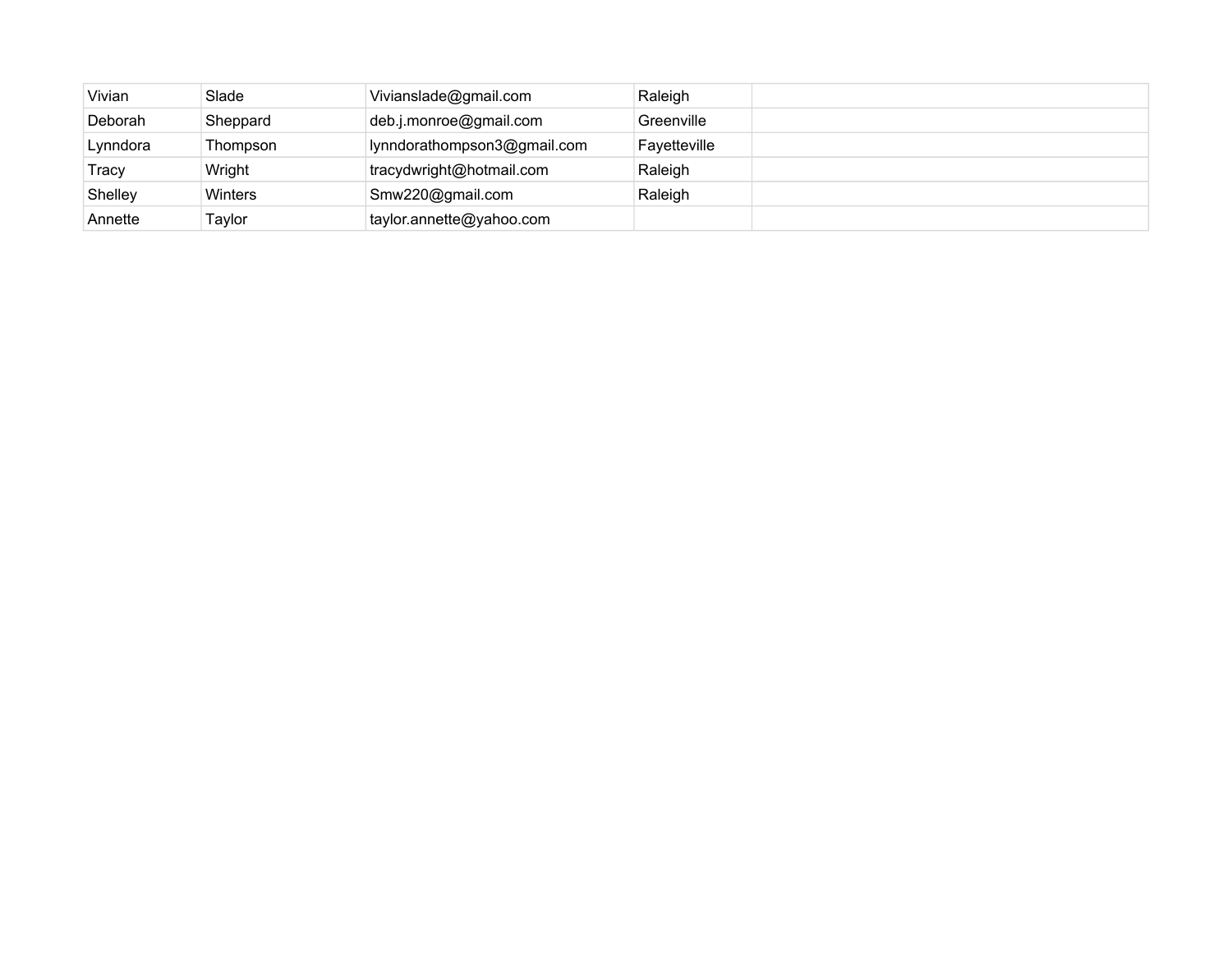| | | | | |
|---|---|---|---|---|
| Vivian | Slade | Vivianslade@gmail.com | Raleigh | |
| Deborah | Sheppard | deb.j.monroe@gmail.com | Greenville | |
| Lynndora | Thompson | lynndorathompson3@gmail.com | Fayetteville | |
| Tracy | Wright | tracydwright@hotmail.com | Raleigh | |
| Shelley | Winters | Smw220@gmail.com | Raleigh | |
| Annette | Taylor | taylor.annette@yahoo.com | | |